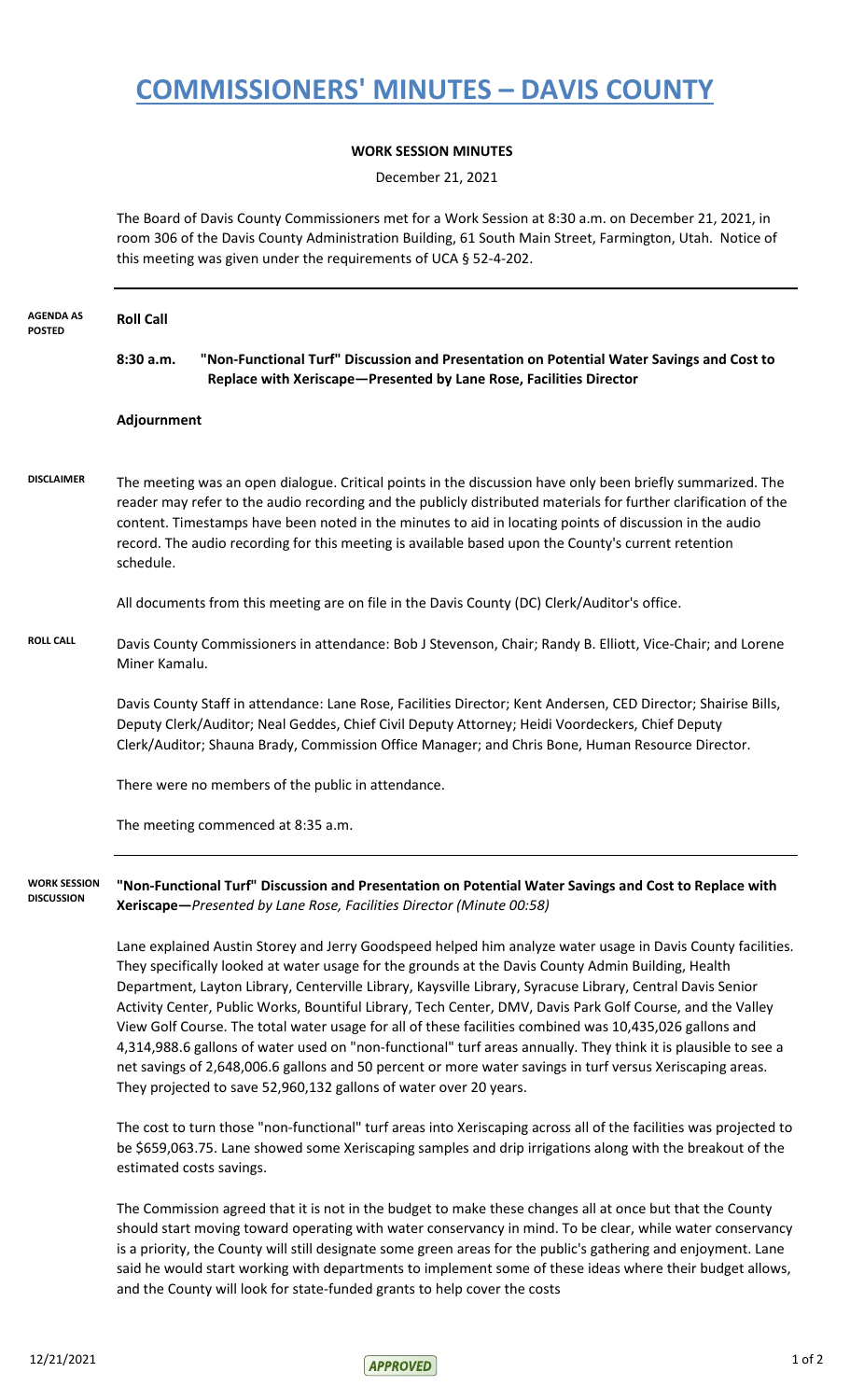# COMMISSIONERS' MINUTES – DAVIS COUNTY

**WORK SESSION MINUTES**

December 21, 2021

The Board of Davis County Commissioners met for a Work Session at 8:30 a.m. on December 21, 2021, in room 306 of the Davis County Administration Building, 61 South Main Street, Farmington, Utah. Notice of this meeting was given under the requirements of UCA § 52-4-202.

---

**AGENDA AS POSTED**

**Roll Call**

**8:30 a.m. "Non-Functional Turf" Discussion and Presentation on Potential Water Savings and Cost to Replace with Xeriscape—Presented by Lane Rose, Facilities Director**

**Adjournment**

**DISCLAIMER**

The meeting was an open dialogue. Critical points in the discussion have only been briefly summarized. The reader may refer to the audio recording and the publicly distributed materials for further clarification of the content. Timestamps have been noted in the minutes to aid in locating points of discussion in the audio record. The audio recording for this meeting is available based upon the County's current retention schedule.

All documents from this meeting are on file in the Davis County (DC) Clerk/Auditor's office.

**ROLL CALL**

Davis County Commissioners in attendance: Bob J Stevenson, Chair; Randy B. Elliott, Vice-Chair; and Lorene Miner Kamalu.

Davis County Staff in attendance: Lane Rose, Facilities Director; Kent Andersen, CED Director; Shairise Bills, Deputy Clerk/Auditor; Neal Geddes, Chief Civil Deputy Attorney; Heidi Voordeckers, Chief Deputy Clerk/Auditor; Shauna Brady, Commission Office Manager; and Chris Bone, Human Resource Director.

There were no members of the public in attendance.

The meeting commenced at 8:35 a.m.

---

**WORK SESSION DISCUSSION**

**"Non-Functional Turf" Discussion and Presentation on Potential Water Savings and Cost to Replace with Xeriscape—***Presented by Lane Rose, Facilities Director (Minute 00:58)*

Lane explained Austin Storey and Jerry Goodspeed helped him analyze water usage in Davis County facilities. They specifically looked at water usage for the grounds at the Davis County Admin Building, Health Department, Layton Library, Centerville Library, Kaysville Library, Syracuse Library, Central Davis Senior Activity Center, Public Works, Bountiful Library, Tech Center, DMV, Davis Park Golf Course, and the Valley View Golf Course. The total water usage for all of these facilities combined was 10,435,026 gallons and 4,314,988.6 gallons of water used on "non-functional" turf areas annually. They think it is plausible to see a net savings of 2,648,006.6 gallons and 50 percent or more water savings in turf versus Xeriscaping areas. They projected to save 52,960,132 gallons of water over 20 years.

The cost to turn those "non-functional" turf areas into Xeriscaping across all of the facilities was projected to be $659,063.75. Lane showed some Xeriscaping samples and drip irrigations along with the breakout of the estimated costs savings.

The Commission agreed that it is not in the budget to make these changes all at once but that the County should start moving toward operating with water conservancy in mind. To be clear, while water conservancy is a priority, the County will still designate some green areas for the public's gathering and enjoyment. Lane said he would start working with departments to implement some of these ideas where their budget allows, and the County will look for state-funded grants to help cover the costs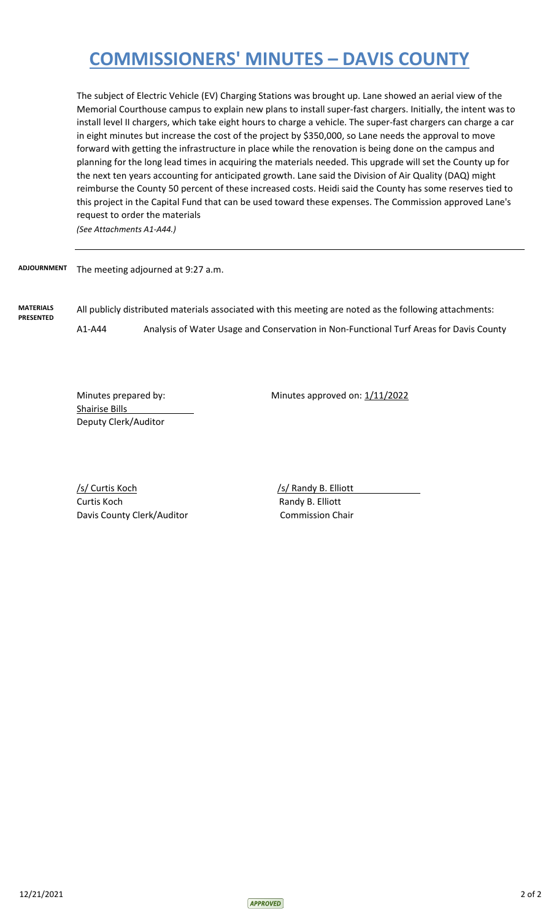# COMMISSIONERS' MINUTES – DAVIS COUNTY

The subject of Electric Vehicle (EV) Charging Stations was brought up. Lane showed an aerial view of the Memorial Courthouse campus to explain new plans to install super-fast chargers. Initially, the intent was to install level II chargers, which take eight hours to charge a vehicle. The super-fast chargers can charge a car in eight minutes but increase the cost of the project by $350,000, so Lane needs the approval to move forward with getting the infrastructure in place while the renovation is being done on the campus and planning for the long lead times in acquiring the materials needed. This upgrade will set the County up for the next ten years accounting for anticipated growth. Lane said the Division of Air Quality (DAQ) might reimburse the County 50 percent of these increased costs. Heidi said the County has some reserves tied to this project in the Capital Fund that can be used toward these expenses. The Commission approved Lane's request to order the materials

*(See Attachments A1-A44.)*

---

**ADJOURNMENT** The meeting adjourned at 9:27 a.m.

**MATERIALS PRESENTED** All publicly distributed materials associated with this meeting are noted as the following attachments:

A1-A44 Analysis of Water Usage and Conservation in Non-Functional Turf Areas for Davis County

Minutes prepared by:
Shairise Bills
Deputy Clerk/Auditor

Minutes approved on: 1/11/2022

/s/ Curtis Koch
Curtis Koch
Davis County Clerk/Auditor

/s/ Randy B. Elliott
Randy B. Elliott
Commission Chair

12/21/2021

APPROVED